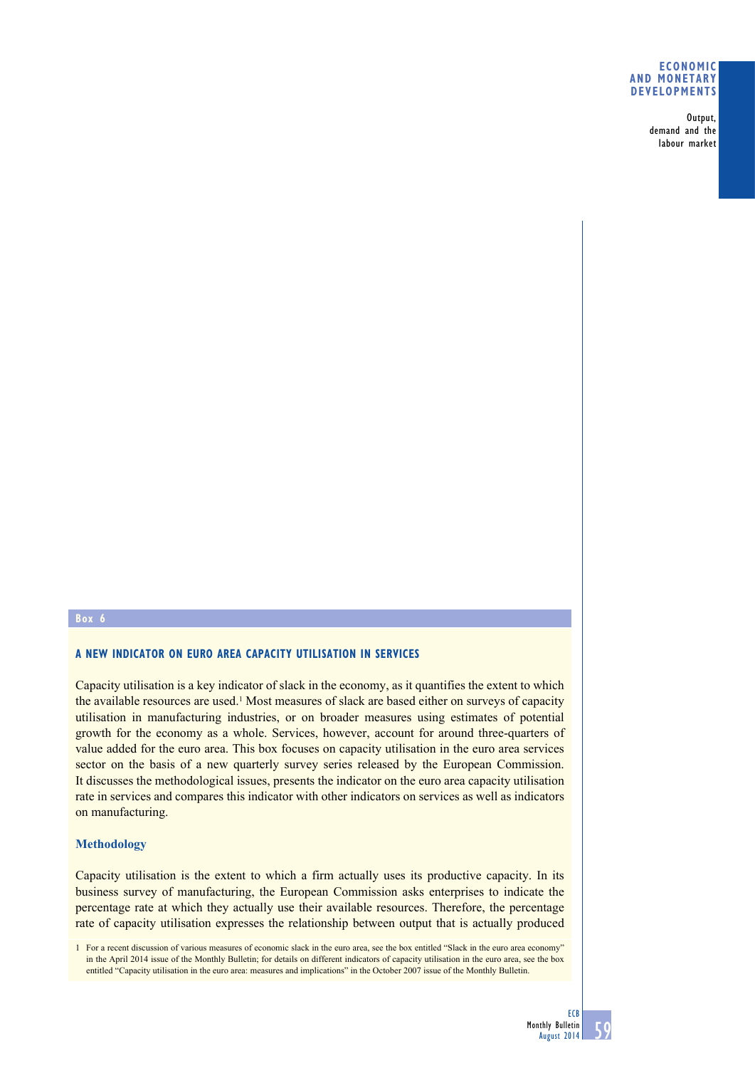Box 6

### A NEW INDICATOR ON EURO AREA CAPACITY UTILISATION IN SERVICES

Capacity utilisation is a key indicator of slack in the economy, as it quantifies the extent to which the available resources are used.[1] Most measures of slack are based either on surveys of capacity utilisation in manufacturing industries, or on broader measures using estimates of potential growth for the economy as a whole. Services, however, account for around three-quarters of value added for the euro area. This box focuses on capacity utilisation in the euro area services sector on the basis of a new quarterly survey series released by the European Commission. It discusses the methodological issues, presents the indicator on the euro area capacity utilisation rate in services and compares this indicator with other indicators on services as well as indicators on manufacturing.

#### Methodology

Capacity utilisation is the extent to which a firm actually uses its productive capacity. In its business survey of manufacturing, the European Commission asks enterprises to indicate the percentage rate at which they actually use their available resources. Therefore, the percentage rate of capacity utilisation expresses the relationship between output that is actually produced

1 For a recent discussion of various measures of economic slack in the euro area, see the box entitled "Slack in the euro area economy" in the April 2014 issue of the Monthly Bulletin; for details on different indicators of capacity utilisation in the euro area, see the box entitled "Capacity utilisation in the euro area: measures and implications" in the October 2007 issue of the Monthly Bulletin.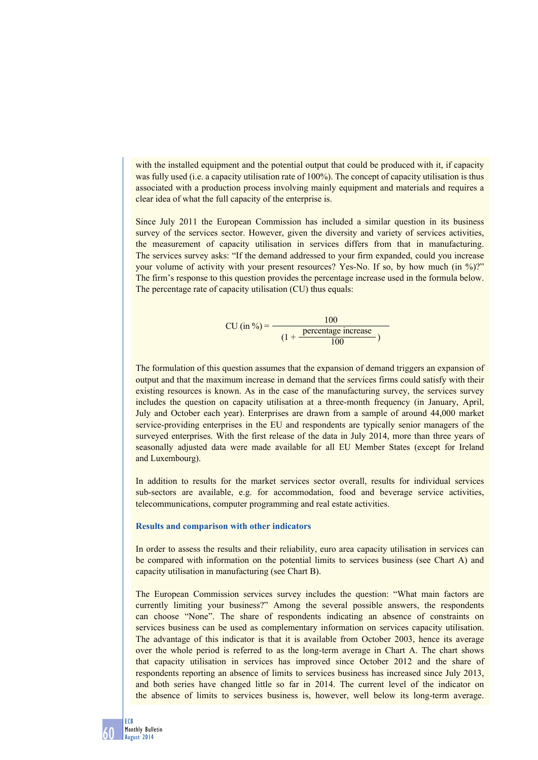with the installed equipment and the potential output that could be produced with it, if capacity was fully used (i.e. a capacity utilisation rate of 100%). The concept of capacity utilisation is thus associated with a production process involving mainly equipment and materials and requires a clear idea of what the full capacity of the enterprise is.

Since July 2011 the European Commission has included a similar question in its business survey of the services sector. However, given the diversity and variety of services activities, the measurement of capacity utilisation in services differs from that in manufacturing. The services survey asks: "If the demand addressed to your firm expanded, could you increase your volume of activity with your present resources? Yes-No. If so, by how much (in %)?" The firm's response to this question provides the percentage increase used in the formula below. The percentage rate of capacity utilisation (CU) thus equals:

$$\text{CU (in \%)} = \frac{100}{\left(1 + \dfrac{\text{percentage increase}}{100}\right)}$$

The formulation of this question assumes that the expansion of demand triggers an expansion of output and that the maximum increase in demand that the services firms could satisfy with their existing resources is known. As in the case of the manufacturing survey, the services survey includes the question on capacity utilisation at a three-month frequency (in January, April, July and October each year). Enterprises are drawn from a sample of around 44,000 market service-providing enterprises in the EU and respondents are typically senior managers of the surveyed enterprises. With the first release of the data in July 2014, more than three years of seasonally adjusted data were made available for all EU Member States (except for Ireland and Luxembourg).

In addition to results for the market services sector overall, results for individual services sub-sectors are available, e.g. for accommodation, food and beverage service activities, telecommunications, computer programming and real estate activities.

### Results and comparison with other indicators

In order to assess the results and their reliability, euro area capacity utilisation in services can be compared with information on the potential limits to services business (see Chart A) and capacity utilisation in manufacturing (see Chart B).

The European Commission services survey includes the question: "What main factors are currently limiting your business?" Among the several possible answers, the respondents can choose "None". The share of respondents indicating an absence of constraints on services business can be used as complementary information on services capacity utilisation. The advantage of this indicator is that it is available from October 2003, hence its average over the whole period is referred to as the long-term average in Chart A. The chart shows that capacity utilisation in services has improved since October 2012 and the share of respondents reporting an absence of limits to services business has increased since July 2013, and both series have changed little so far in 2014. The current level of the indicator on the absence of limits to services business is, however, well below its long-term average.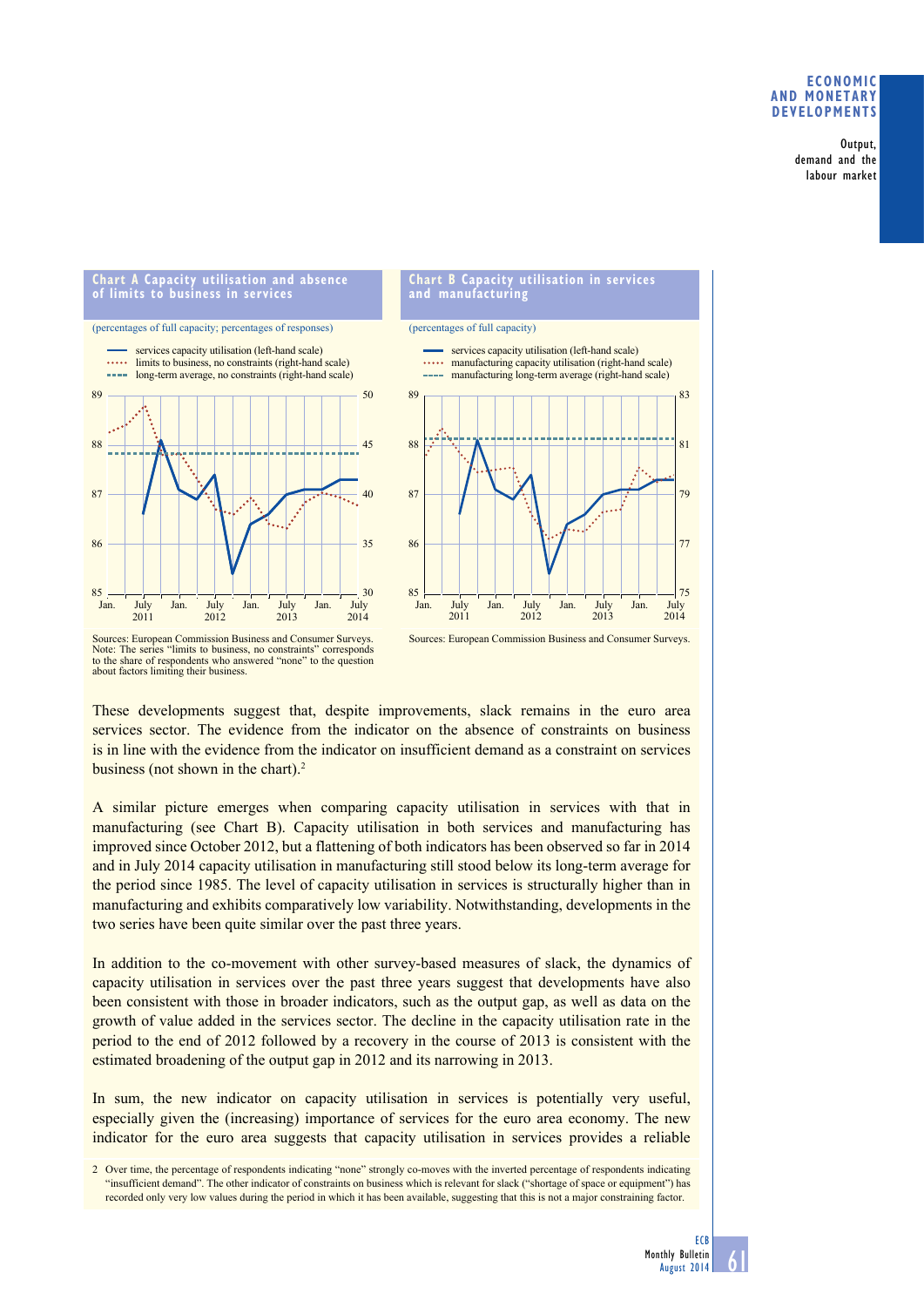**Chart A Capacity utilisation and absence of limits to business in services**

(percentages of full capacity; percentages of responses)

services capacity utilisation (left-hand scale)
limits to business, no constraints (right-hand scale)
long-term average, no constraints (right-hand scale)

89
88
87
86
85

50
45
40
35
30

Jan. July 2011 Jan. July 2012 Jan. July 2013 Jan. July 2014

Sources: European Commission Business and Consumer Surveys.
Note: The series "limits to business, no constraints" corresponds to the share of respondents who answered "none" to the question about factors limiting their business.

**Chart B Capacity utilisation in services and manufacturing**

(percentages of full capacity)

services capacity utilisation (left-hand scale)
manufacturing capacity utilisation (right-hand scale)
manufacturing long-term average (right-hand scale)

89
88
87
86
85

83
81
79
77
75

Jan. July 2011 Jan. July 2012 Jan. July 2013 Jan. July 2014

Sources: European Commission Business and Consumer Surveys.

These developments suggest that, despite improvements, slack remains in the euro area services sector. The evidence from the indicator on the absence of constraints on business is in line with the evidence from the indicator on insufficient demand as a constraint on services business (not shown in the chart).[2]

A similar picture emerges when comparing capacity utilisation in services with that in manufacturing (see Chart B). Capacity utilisation in both services and manufacturing has improved since October 2012, but a flattening of both indicators has been observed so far in 2014 and in July 2014 capacity utilisation in manufacturing still stood below its long-term average for the period since 1985. The level of capacity utilisation in services is structurally higher than in manufacturing and exhibits comparatively low variability. Notwithstanding, developments in the two series have been quite similar over the past three years.

In addition to the co-movement with other survey-based measures of slack, the dynamics of capacity utilisation in services over the past three years suggest that developments have also been consistent with those in broader indicators, such as the output gap, as well as data on the growth of value added in the services sector. The decline in the capacity utilisation rate in the period to the end of 2012 followed by a recovery in the course of 2013 is consistent with the estimated broadening of the output gap in 2012 and its narrowing in 2013.

In sum, the new indicator on capacity utilisation in services is potentially very useful, especially given the (increasing) importance of services for the euro area economy. The new indicator for the euro area suggests that capacity utilisation in services provides a reliable

2 Over time, the percentage of respondents indicating "none" strongly co-moves with the inverted percentage of respondents indicating "insufficient demand". The other indicator of constraints on business which is relevant for slack ("shortage of space or equipment") has recorded only very low values during the period in which it has been available, suggesting that this is not a major constraining factor.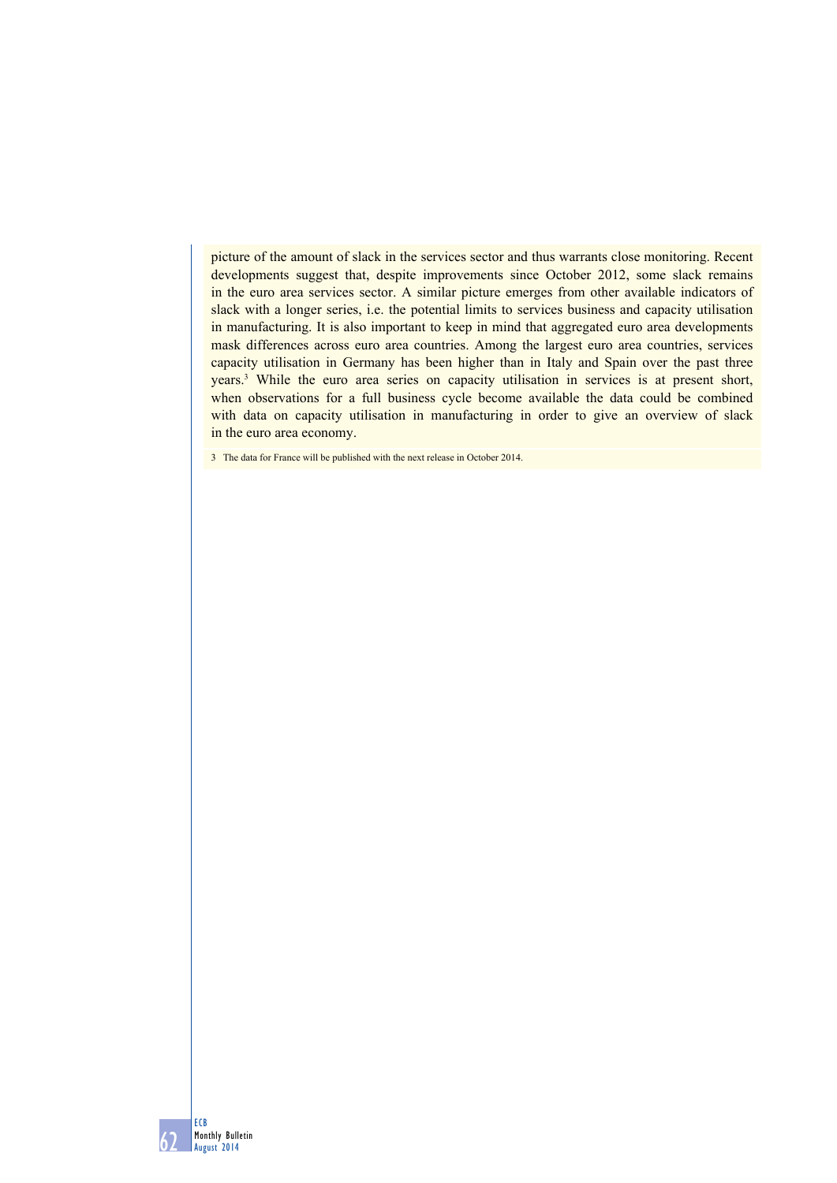picture of the amount of slack in the services sector and thus warrants close monitoring. Recent developments suggest that, despite improvements since October 2012, some slack remains in the euro area services sector. A similar picture emerges from other available indicators of slack with a longer series, i.e. the potential limits to services business and capacity utilisation in manufacturing. It is also important to keep in mind that aggregated euro area developments mask differences across euro area countries. Among the largest euro area countries, services capacity utilisation in Germany has been higher than in Italy and Spain over the past three years.[3] While the euro area series on capacity utilisation in services is at present short, when observations for a full business cycle become available the data could be combined with data on capacity utilisation in manufacturing in order to give an overview of slack in the euro area economy.

3 The data for France will be published with the next release in October 2014.